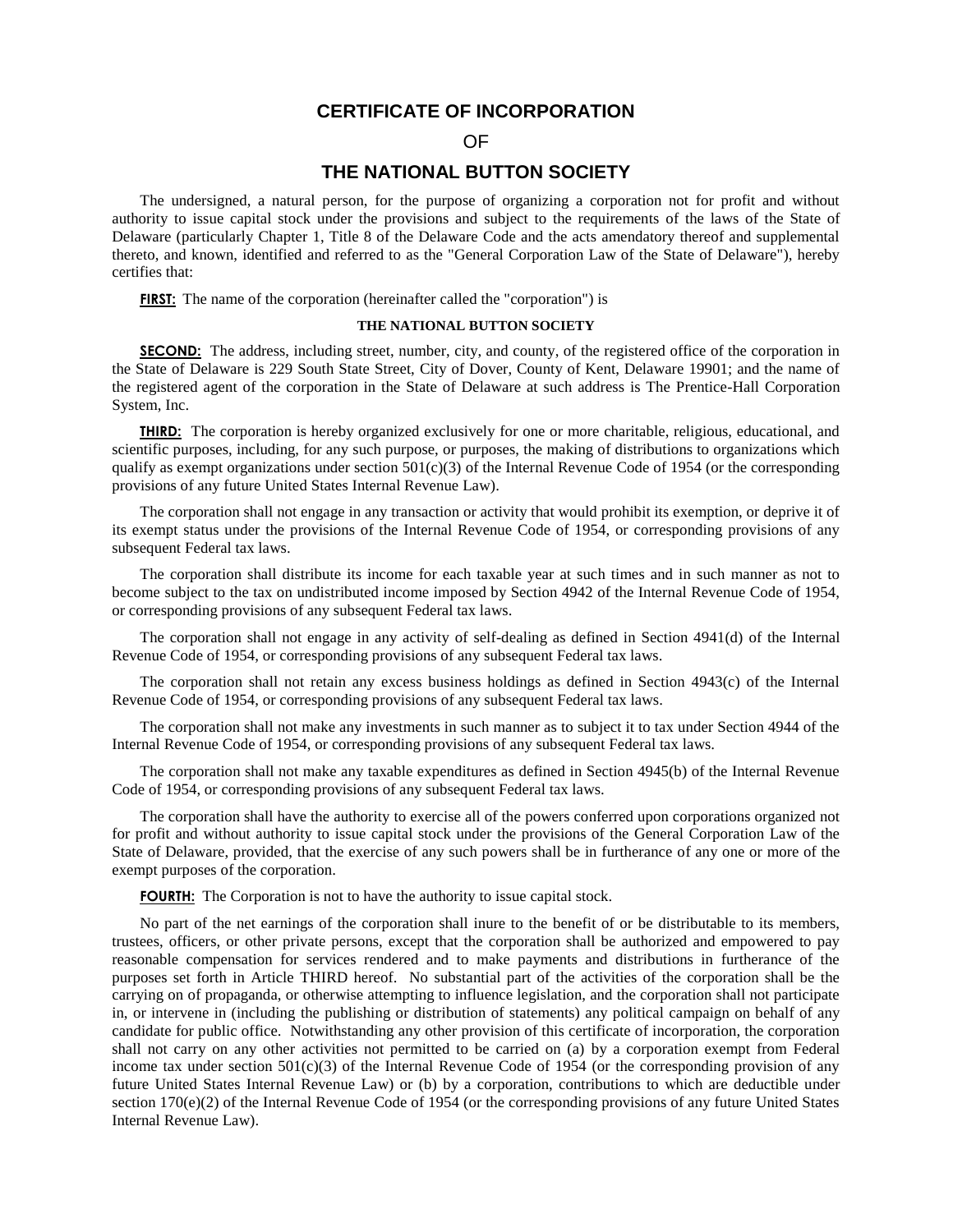# CERTIFICATE OF INCORPORATION

OF

# THE NATIONAL BUTTON SOCIETY

The undersigned, a natural person, for the purpose of organizing a corporation not for profit and without authority to issue capital stock under the provisions and subject to the requirements of the laws of the State of Delaware (particularly Chapter 1, Title 8 of the Delaware Code and the acts amendatory thereof and supplemental thereto, and known, identified and referred to as the "General Corporation Law of the State of Delaware"), hereby certifies that:

**FIRST:** The name of the corporation (hereinafter called the "corporation") is

**THE NATIONAL BUTTON SOCIETY**

**SECOND:** The address, including street, number, city, and county, of the registered office of the corporation in the State of Delaware is 229 South State Street, City of Dover, County of Kent, Delaware 19901; and the name of the registered agent of the corporation in the State of Delaware at such address is The Prentice-Hall Corporation System, Inc.

**THIRD:** The corporation is hereby organized exclusively for one or more charitable, religious, educational, and scientific purposes, including, for any such purpose, or purposes, the making of distributions to organizations which qualify as exempt organizations under section 501(c)(3) of the Internal Revenue Code of 1954 (or the corresponding provisions of any future United States Internal Revenue Law).

The corporation shall not engage in any transaction or activity that would prohibit its exemption, or deprive it of its exempt status under the provisions of the Internal Revenue Code of 1954, or corresponding provisions of any subsequent Federal tax laws.

The corporation shall distribute its income for each taxable year at such times and in such manner as not to become subject to the tax on undistributed income imposed by Section 4942 of the Internal Revenue Code of 1954, or corresponding provisions of any subsequent Federal tax laws.

The corporation shall not engage in any activity of self-dealing as defined in Section 4941(d) of the Internal Revenue Code of 1954, or corresponding provisions of any subsequent Federal tax laws.

The corporation shall not retain any excess business holdings as defined in Section 4943(c) of the Internal Revenue Code of 1954, or corresponding provisions of any subsequent Federal tax laws.

The corporation shall not make any investments in such manner as to subject it to tax under Section 4944 of the Internal Revenue Code of 1954, or corresponding provisions of any subsequent Federal tax laws.

The corporation shall not make any taxable expenditures as defined in Section 4945(b) of the Internal Revenue Code of 1954, or corresponding provisions of any subsequent Federal tax laws.

The corporation shall have the authority to exercise all of the powers conferred upon corporations organized not for profit and without authority to issue capital stock under the provisions of the General Corporation Law of the State of Delaware, provided, that the exercise of any such powers shall be in furtherance of any one or more of the exempt purposes of the corporation.

**FOURTH:** The Corporation is not to have the authority to issue capital stock.

No part of the net earnings of the corporation shall inure to the benefit of or be distributable to its members, trustees, officers, or other private persons, except that the corporation shall be authorized and empowered to pay reasonable compensation for services rendered and to make payments and distributions in furtherance of the purposes set forth in Article THIRD hereof. No substantial part of the activities of the corporation shall be the carrying on of propaganda, or otherwise attempting to influence legislation, and the corporation shall not participate in, or intervene in (including the publishing or distribution of statements) any political campaign on behalf of any candidate for public office. Notwithstanding any other provision of this certificate of incorporation, the corporation shall not carry on any other activities not permitted to be carried on (a) by a corporation exempt from Federal income tax under section 501(c)(3) of the Internal Revenue Code of 1954 (or the corresponding provision of any future United States Internal Revenue Law) or (b) by a corporation, contributions to which are deductible under section 170(e)(2) of the Internal Revenue Code of 1954 (or the corresponding provisions of any future United States Internal Revenue Law).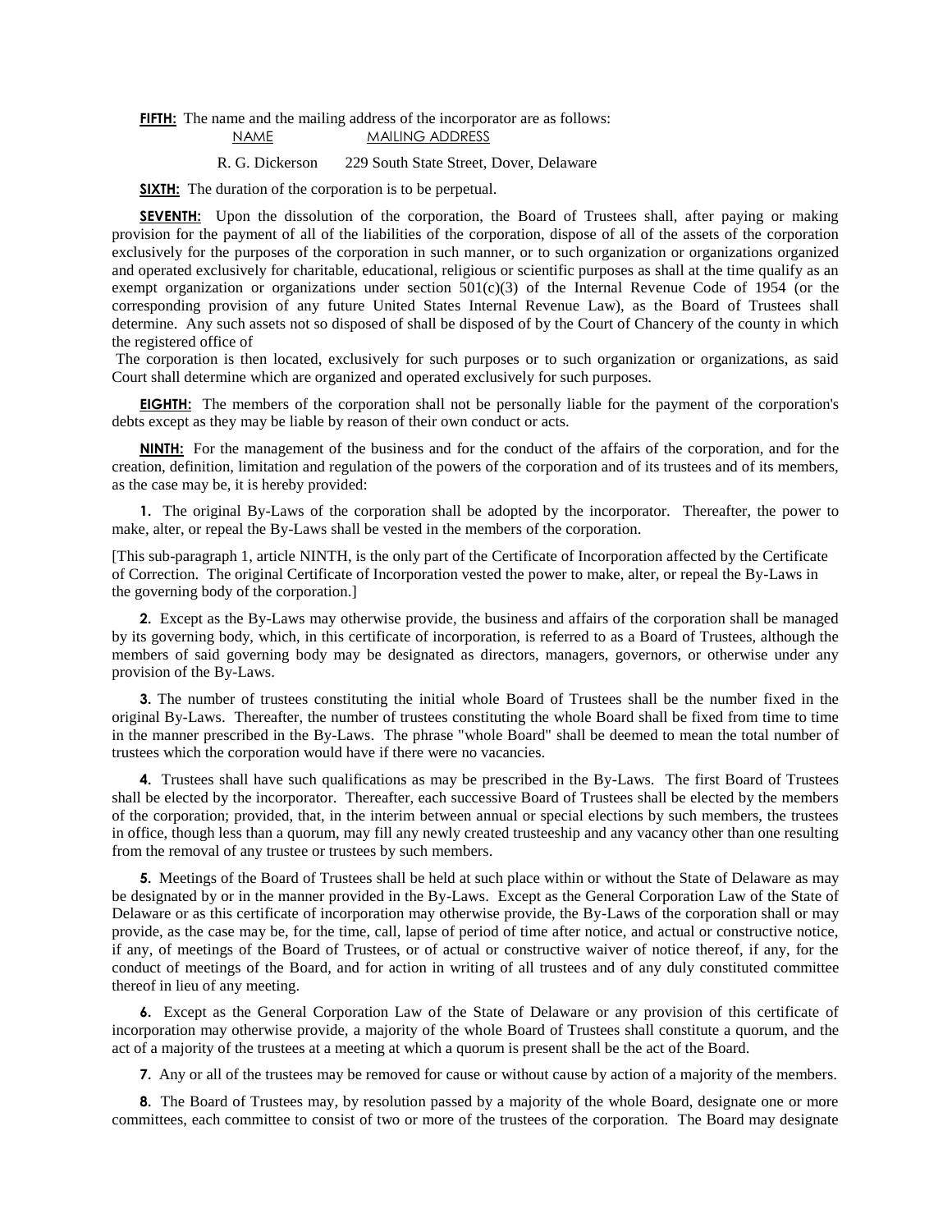**FIFTH:** The name and the mailing address of the incorporator are as follows:

| NAME | MAILING ADDRESS |
|---|---|
| R. G. Dickerson | 229 South State Street, Dover, Delaware |

**SIXTH:** The duration of the corporation is to be perpetual.

**SEVENTH:** Upon the dissolution of the corporation, the Board of Trustees shall, after paying or making provision for the payment of all of the liabilities of the corporation, dispose of all of the assets of the corporation exclusively for the purposes of the corporation in such manner, or to such organization or organizations organized and operated exclusively for charitable, educational, religious or scientific purposes as shall at the time qualify as an exempt organization or organizations under section 501(c)(3) of the Internal Revenue Code of 1954 (or the corresponding provision of any future United States Internal Revenue Law), as the Board of Trustees shall determine. Any such assets not so disposed of shall be disposed of by the Court of Chancery of the county in which the registered office of

The corporation is then located, exclusively for such purposes or to such organization or organizations, as said Court shall determine which are organized and operated exclusively for such purposes.

**EIGHTH:** The members of the corporation shall not be personally liable for the payment of the corporation's debts except as they may be liable by reason of their own conduct or acts.

**NINTH:** For the management of the business and for the conduct of the affairs of the corporation, and for the creation, definition, limitation and regulation of the powers of the corporation and of its trustees and of its members, as the case may be, it is hereby provided:

**1.** The original By-Laws of the corporation shall be adopted by the incorporator. Thereafter, the power to make, alter, or repeal the By-Laws shall be vested in the members of the corporation.

[This sub-paragraph 1, article NINTH, is the only part of the Certificate of Incorporation affected by the Certificate of Correction. The original Certificate of Incorporation vested the power to make, alter, or repeal the By-Laws in the governing body of the corporation.]

**2.** Except as the By-Laws may otherwise provide, the business and affairs of the corporation shall be managed by its governing body, which, in this certificate of incorporation, is referred to as a Board of Trustees, although the members of said governing body may be designated as directors, managers, governors, or otherwise under any provision of the By-Laws.

**3.** The number of trustees constituting the initial whole Board of Trustees shall be the number fixed in the original By-Laws. Thereafter, the number of trustees constituting the whole Board shall be fixed from time to time in the manner prescribed in the By-Laws. The phrase "whole Board" shall be deemed to mean the total number of trustees which the corporation would have if there were no vacancies.

**4.** Trustees shall have such qualifications as may be prescribed in the By-Laws. The first Board of Trustees shall be elected by the incorporator. Thereafter, each successive Board of Trustees shall be elected by the members of the corporation; provided, that, in the interim between annual or special elections by such members, the trustees in office, though less than a quorum, may fill any newly created trusteeship and any vacancy other than one resulting from the removal of any trustee or trustees by such members.

**5.** Meetings of the Board of Trustees shall be held at such place within or without the State of Delaware as may be designated by or in the manner provided in the By-Laws. Except as the General Corporation Law of the State of Delaware or as this certificate of incorporation may otherwise provide, the By-Laws of the corporation shall or may provide, as the case may be, for the time, call, lapse of period of time after notice, and actual or constructive notice, if any, of meetings of the Board of Trustees, or of actual or constructive waiver of notice thereof, if any, for the conduct of meetings of the Board, and for action in writing of all trustees and of any duly constituted committee thereof in lieu of any meeting.

**6.** Except as the General Corporation Law of the State of Delaware or any provision of this certificate of incorporation may otherwise provide, a majority of the whole Board of Trustees shall constitute a quorum, and the act of a majority of the trustees at a meeting at which a quorum is present shall be the act of the Board.

**7.** Any or all of the trustees may be removed for cause or without cause by action of a majority of the members.

**8.** The Board of Trustees may, by resolution passed by a majority of the whole Board, designate one or more committees, each committee to consist of two or more of the trustees of the corporation. The Board may designate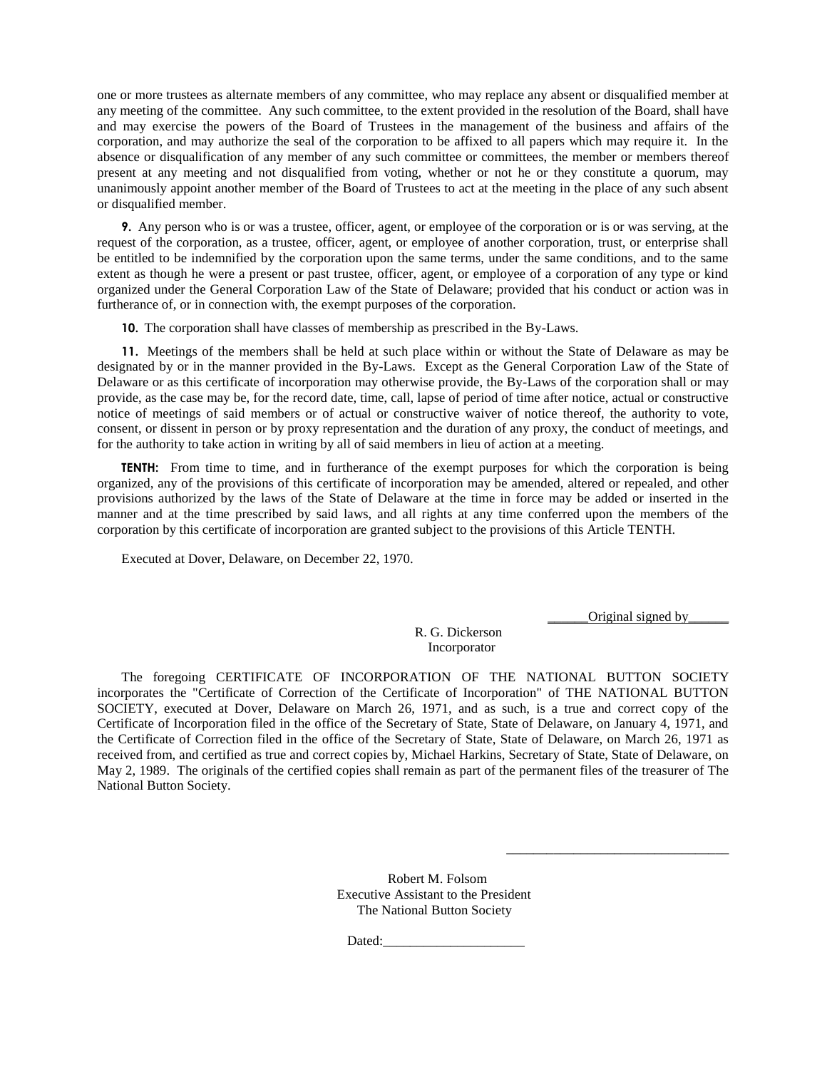one or more trustees as alternate members of any committee, who may replace any absent or disqualified member at any meeting of the committee. Any such committee, to the extent provided in the resolution of the Board, shall have and may exercise the powers of the Board of Trustees in the management of the business and affairs of the corporation, and may authorize the seal of the corporation to be affixed to all papers which may require it. In the absence or disqualification of any member of any such committee or committees, the member or members thereof present at any meeting and not disqualified from voting, whether or not he or they constitute a quorum, may unanimously appoint another member of the Board of Trustees to act at the meeting in the place of any such absent or disqualified member.

**9.** Any person who is or was a trustee, officer, agent, or employee of the corporation or is or was serving, at the request of the corporation, as a trustee, officer, agent, or employee of another corporation, trust, or enterprise shall be entitled to be indemnified by the corporation upon the same terms, under the same conditions, and to the same extent as though he were a present or past trustee, officer, agent, or employee of a corporation of any type or kind organized under the General Corporation Law of the State of Delaware; provided that his conduct or action was in furtherance of, or in connection with, the exempt purposes of the corporation.

**10.** The corporation shall have classes of membership as prescribed in the By-Laws.

**11.** Meetings of the members shall be held at such place within or without the State of Delaware as may be designated by or in the manner provided in the By-Laws. Except as the General Corporation Law of the State of Delaware or as this certificate of incorporation may otherwise provide, the By-Laws of the corporation shall or may provide, as the case may be, for the record date, time, call, lapse of period of time after notice, actual or constructive notice of meetings of said members or of actual or constructive waiver of notice thereof, the authority to vote, consent, or dissent in person or by proxy representation and the duration of any proxy, the conduct of meetings, and for the authority to take action in writing by all of said members in lieu of action at a meeting.

**TENTH:** From time to time, and in furtherance of the exempt purposes for which the corporation is being organized, any of the provisions of this certificate of incorporation may be amended, altered or repealed, and other provisions authorized by the laws of the State of Delaware at the time in force may be added or inserted in the manner and at the time prescribed by said laws, and all rights at any time conferred upon the members of the corporation by this certificate of incorporation are granted subject to the provisions of this Article TENTH.

Executed at Dover, Delaware, on December 22, 1970.

______Original signed by______

R. G. Dickerson
Incorporator

The foregoing CERTIFICATE OF INCORPORATION OF THE NATIONAL BUTTON SOCIETY incorporates the "Certificate of Correction of the Certificate of Incorporation" of THE NATIONAL BUTTON SOCIETY, executed at Dover, Delaware on March 26, 1971, and as such, is a true and correct copy of the Certificate of Incorporation filed in the office of the Secretary of State, State of Delaware, on January 4, 1971, and the Certificate of Correction filed in the office of the Secretary of State, State of Delaware, on March 26, 1971 as received from, and certified as true and correct copies by, Michael Harkins, Secretary of State, State of Delaware, on May 2, 1989. The originals of the certified copies shall remain as part of the permanent files of the treasurer of The National Button Society.

_________________________________

Robert M. Folsom
Executive Assistant to the President
The National Button Society

Dated:_____________________